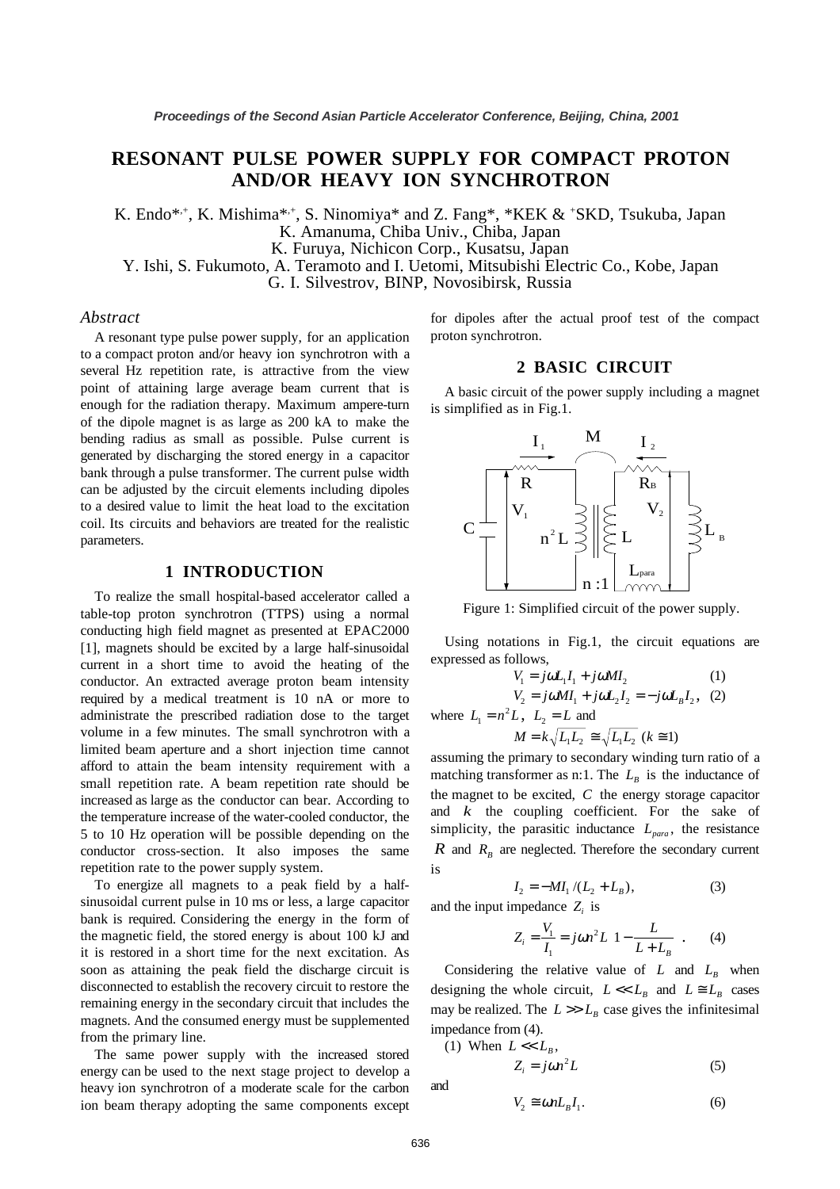# RESONANT PULSE POWER SUPPLY FOR COMPACT PROTON AND/OR HEAVY ION SYNCHROTRON

K. Endo*,+, K. Mishima*,+, S. Ninomiya* and Z. Fang*, *KEK & +SKD, Tsukuba, Japan
K. Amanuma, Chiba Univ., Chiba, Japan
K. Furuya, Nichicon Corp., Kusatsu, Japan
Y. Ishi, S. Fukumoto, A. Teramoto and I. Uetomi, Mitsubishi Electric Co., Kobe, Japan
G. I. Silvestrov, BINP, Novosibirsk, Russia

### *Abstract*

A resonant type pulse power supply, for an application to a compact proton and/or heavy ion synchrotron with a several Hz repetition rate, is attractive from the view point of attaining large average beam current that is enough for the radiation therapy. Maximum ampere-turn of the dipole magnet is as large as 200 kA to make the bending radius as small as possible. Pulse current is generated by discharging the stored energy in a capacitor bank through a pulse transformer. The current pulse width can be adjusted by the circuit elements including dipoles to a desired value to limit the heat load to the excitation coil. Its circuits and behaviors are treated for the realistic parameters.

## 1 INTRODUCTION

To realize the small hospital-based accelerator called a table-top proton synchrotron (TTPS) using a normal conducting high field magnet as presented at EPAC2000 [1], magnets should be excited by a large half-sinusoidal current in a short time to avoid the heating of the conductor. An extracted average proton beam intensity required by a medical treatment is 10 nA or more to administrate the prescribed radiation dose to the target volume in a few minutes. The small synchrotron with a limited beam aperture and a short injection time cannot afford to attain the beam intensity requirement with a small repetition rate. A beam repetition rate should be increased as large as the conductor can bear. According to the temperature increase of the water-cooled conductor, the 5 to 10 Hz operation will be possible depending on the conductor cross-section. It also imposes the same repetition rate to the power supply system.

To energize all magnets to a peak field by a half-sinusoidal current pulse in 10 ms or less, a large capacitor bank is required. Considering the energy in the form of the magnetic field, the stored energy is about 100 kJ and it is restored in a short time for the next excitation. As soon as attaining the peak field the discharge circuit is disconnected to establish the recovery circuit to restore the remaining energy in the secondary circuit that includes the magnets. And the consumed energy must be supplemented from the primary line.

The same power supply with the increased stored energy can be used to the next stage project to develop a heavy ion synchrotron of a moderate scale for the carbon ion beam therapy adopting the same components except for dipoles after the actual proof test of the compact proton synchrotron.

## 2 BASIC CIRCUIT

A basic circuit of the power supply including a magnet is simplified as in Fig.1.

Figure 1: Simplified circuit of the power supply.

Using notations in Fig.1, the circuit equations are expressed as follows,

$$V_1 = j\omega L_1 I_1 + j\omega M I_2 \quad (1)$$

$$V_2 = j\omega M I_1 + j\omega L_2 I_2 = -j\omega L_B I_2, \quad (2)$$

where $L_1 = n^2 L$, $L_2 = L$ and

$$M = k\sqrt{L_1 L_2} \cong \sqrt{L_1 L_2} \ (k \cong 1)$$

assuming the primary to secondary winding turn ratio of a matching transformer as n:1. The $L_B$ is the inductance of the magnet to be excited, $C$ the energy storage capacitor and $k$ the coupling coefficient. For the sake of simplicity, the parasitic inductance $L_{para}$, the resistance $R$ and $R_B$ are neglected. Therefore the secondary current is

$$I_2 = -M I_1 / (L_2 + L_B), \quad (3)$$

and the input impedance $Z_i$ is

$$Z_i = \frac{V_1}{I_1} = j\omega n^2 L \left(1 - \frac{L}{L + L_B}\right). \quad (4)$$

Considering the relative value of $L$ and $L_B$ when designing the whole circuit, $L << L_B$ and $L \cong L_B$ cases may be realized. The $L >> L_B$ case gives the infinitesimal impedance from (4).

(1) When $L << L_B$,

$$Z_i = j\omega n^2 L \quad (5)$$

and

$$V_2 \cong \omega n L_B I_1. \quad (6)$$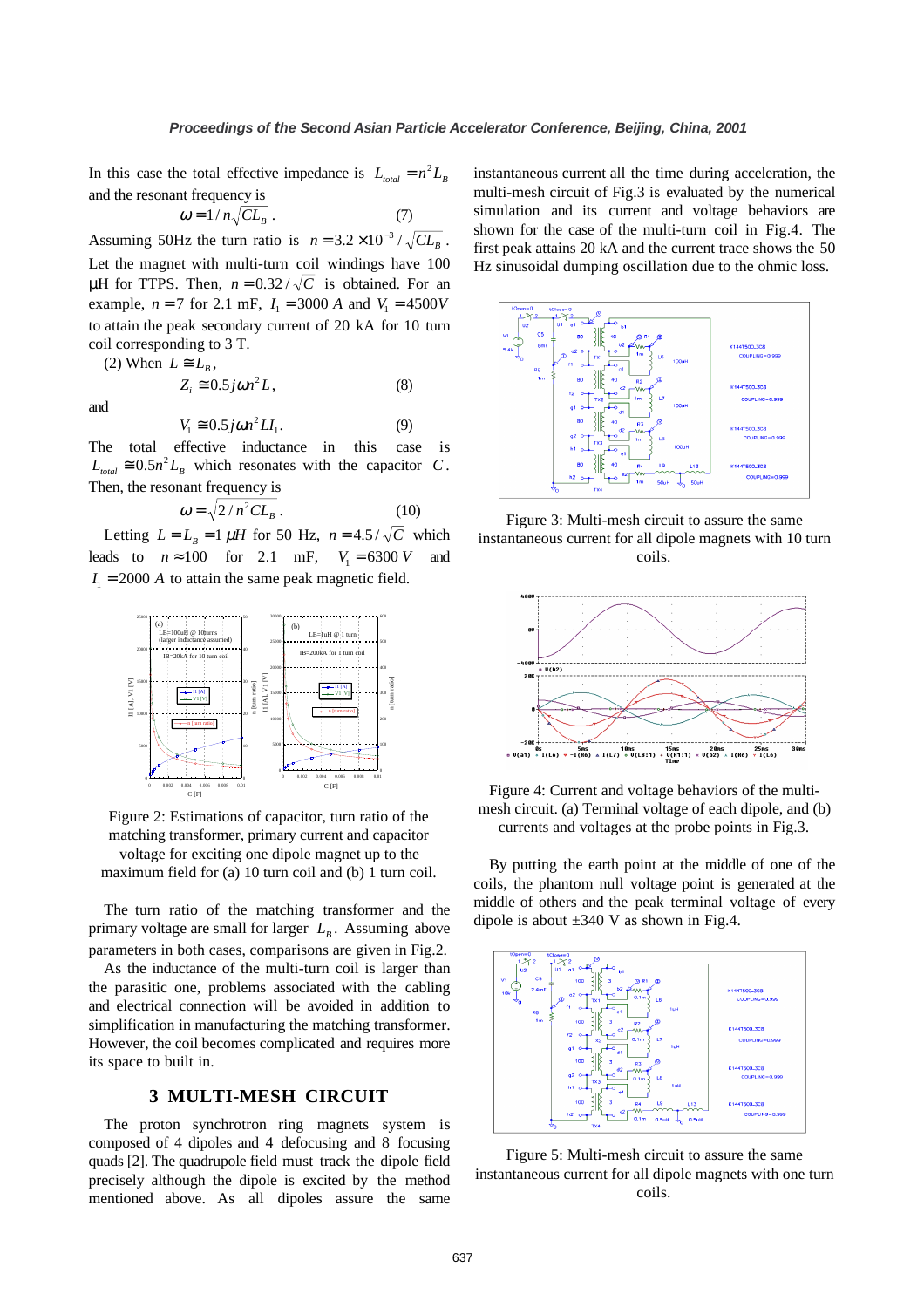In this case the total effective impedance is $L_{total} = n^2 L_B$ and the resonant frequency is

$$\omega = 1/n\sqrt{CL_B}\,. \qquad (7)$$

Assuming 50Hz the turn ratio is $n = 3.2\times 10^{-3}/\sqrt{CL_B}$. Let the magnet with multi-turn coil windings have 100 μH for TTPS. Then, $n = 0.32/\sqrt{C}$ is obtained. For an example, $n = 7$ for 2.1 mF, $I_1 = 3000\ A$ and $V_1 = 4500V$ to attain the peak secondary current of 20 kA for 10 turn coil corresponding to 3 T.

(2) When $L \cong L_B$,

$$Z_i \cong 0.5 j\omega n^2 L, \qquad (8)$$

and

$$V_1 \cong 0.5 j\omega n^2 L I_1. \qquad (9)$$

The total effective inductance in this case is $L_{total} \cong 0.5 n^2 L_B$ which resonates with the capacitor $C$. Then, the resonant frequency is

$$\omega = \sqrt{2/n^2 CL_B}\,. \qquad (10)$$

Letting $L = L_B = 1\,\mu H$ for 50 Hz, $n = 4.5/\sqrt{C}$ which leads to $n \approx 100$ for 2.1 mF, $V_1 = 6300\ V$ and $I_1 = 2000\ A$ to attain the same peak magnetic field.

Figure 2: Estimations of capacitor, turn ratio of the matching transformer, primary current and capacitor voltage for exciting one dipole magnet up to the maximum field for (a) 10 turn coil and (b) 1 turn coil.

The turn ratio of the matching transformer and the primary voltage are small for larger $L_B$. Assuming above parameters in both cases, comparisons are given in Fig.2.

As the inductance of the multi-turn coil is larger than the parasitic one, problems associated with the cabling and electrical connection will be avoided in addition to simplification in manufacturing the matching transformer. However, the coil becomes complicated and requires more its space to built in.

## 3 MULTI-MESH CIRCUIT

The proton synchrotron ring magnets system is composed of 4 dipoles and 4 defocusing and 8 focusing quads [2]. The quadrupole field must track the dipole field precisely although the dipole is excited by the method mentioned above. As all dipoles assure the same instantaneous current all the time during acceleration, the multi-mesh circuit of Fig.3 is evaluated by the numerical simulation and its current and voltage behaviors are shown for the case of the multi-turn coil in Fig.4. The first peak attains 20 kA and the current trace shows the 50 Hz sinusoidal dumping oscillation due to the ohmic loss.

Figure 3: Multi-mesh circuit to assure the same instantaneous current for all dipole magnets with 10 turn coils.

Figure 4: Current and voltage behaviors of the multi-mesh circuit. (a) Terminal voltage of each dipole, and (b) currents and voltages at the probe points in Fig.3.

By putting the earth point at the middle of one of the coils, the phantom null voltage point is generated at the middle of others and the peak terminal voltage of every dipole is about ±340 V as shown in Fig.4.

Figure 5: Multi-mesh circuit to assure the same instantaneous current for all dipole magnets with one turn coils.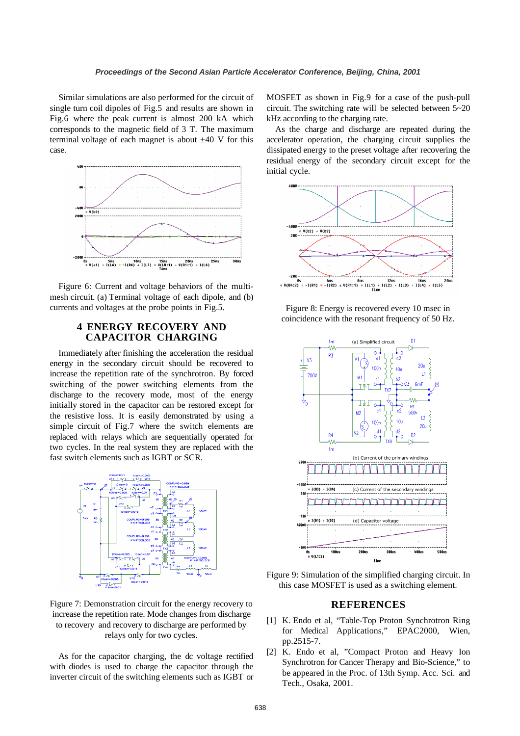Similar simulations are also performed for the circuit of single turn coil dipoles of Fig.5 and results are shown in Fig.6 where the peak current is almost 200 kA which corresponds to the magnetic field of 3 T. The maximum terminal voltage of each magnet is about ±40 V for this case.

Figure 6: Current and voltage behaviors of the multi-mesh circuit. (a) Terminal voltage of each dipole, and (b) currents and voltages at the probe points in Fig.5.

## 4 ENERGY RECOVERY AND CAPACITOR CHARGING

Immediately after finishing the acceleration the residual energy in the secondary circuit should be recovered to increase the repetition rate of the synchrotron. By forced switching of the power switching elements from the discharge to the recovery mode, most of the energy initially stored in the capacitor can be restored except for the resistive loss. It is easily demonstrated by using a simple circuit of Fig.7 where the switch elements are replaced with relays which are sequentially operated for two cycles. In the real system they are replaced with the fast switch elements such as IGBT or SCR.

Figure 7: Demonstration circuit for the energy recovery to increase the repetition rate. Mode changes from discharge to recovery and recovery to discharge are performed by relays only for two cycles.

As for the capacitor charging, the dc voltage rectified with diodes is used to charge the capacitor through the inverter circuit of the switching elements such as IGBT or MOSFET as shown in Fig.9 for a case of the push-pull circuit. The switching rate will be selected between 5~20 kHz according to the charging rate.

As the charge and discharge are repeated during the accelerator operation, the charging circuit supplies the dissipated energy to the preset voltage after recovering the residual energy of the secondary circuit except for the initial cycle.

Figure 8: Energy is recovered every 10 msec in coincidence with the resonant frequency of 50 Hz.

Figure 9: Simulation of the simplified charging circuit. In this case MOSFET is used as a switching element.

## REFERENCES

[1] K. Endo et al, "Table-Top Proton Synchrotron Ring for Medical Applications," EPAC2000, Wien, pp.2515-7.

[2] K. Endo et al, "Compact Proton and Heavy Ion Synchrotron for Cancer Therapy and Bio-Science," to be appeared in the Proc. of 13th Symp. Acc. Sci. and Tech., Osaka, 2001.